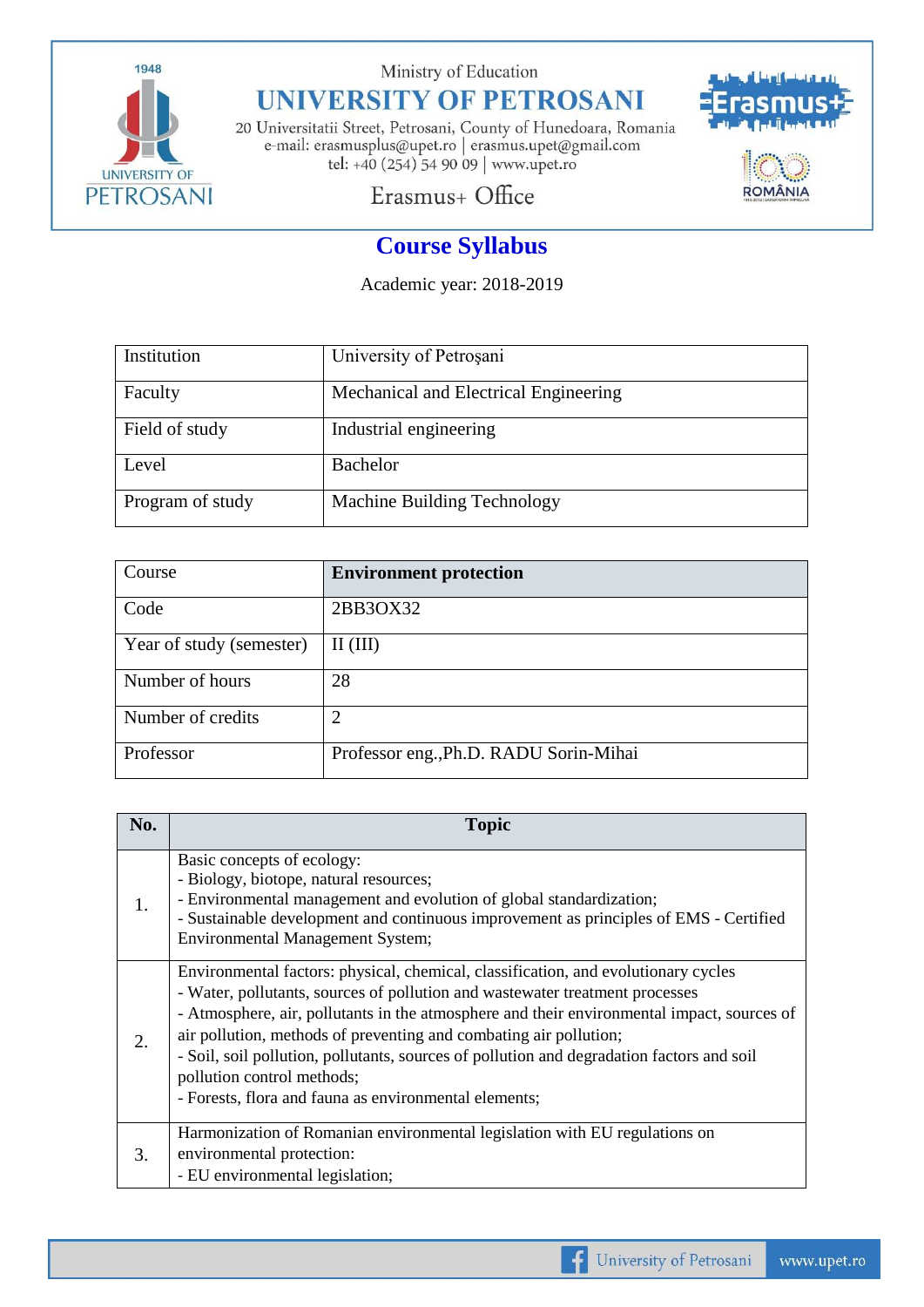Ministry of Education

# UNIVERSITY OF PETROSANI

20 Universitatii Street, Petrosani, County of Hunedoara, Romania
e-mail: erasmusplus@upet.ro | erasmus.upet@gmail.com
tel: +40 (254) 54 90 09 | www.upet.ro

Erasmus+ Office

## Course Syllabus

Academic year: 2018-2019

| Institution | University of Petroşani |
|---|---|
| Faculty | Mechanical and Electrical Engineering |
| Field of study | Industrial engineering |
| Level | Bachelor |
| Program of study | Machine Building Technology |

| Course | **Environment protection** |
|---|---|
| Code | 2BB3OX32 |
| Year of study (semester) | II (III) |
| Number of hours | 28 |
| Number of credits | 2 |
| Professor | Professor eng.,Ph.D. RADU Sorin-Mihai |

| No. | Topic |
|---|---|
| 1. | Basic concepts of ecology:<br>- Biology, biotope, natural resources;<br>- Environmental management and evolution of global standardization;<br>- Sustainable development and continuous improvement as principles of EMS - Certified Environmental Management System; |
| 2. | Environmental factors: physical, chemical, classification, and evolutionary cycles<br>- Water, pollutants, sources of pollution and wastewater treatment processes<br>- Atmosphere, air, pollutants in the atmosphere and their environmental impact, sources of air pollution, methods of preventing and combating air pollution;<br>- Soil, soil pollution, pollutants, sources of pollution and degradation factors and soil pollution control methods;<br>- Forests, flora and fauna as environmental elements; |
| 3. | Harmonization of Romanian environmental legislation with EU regulations on environmental protection:<br>- EU environmental legislation; |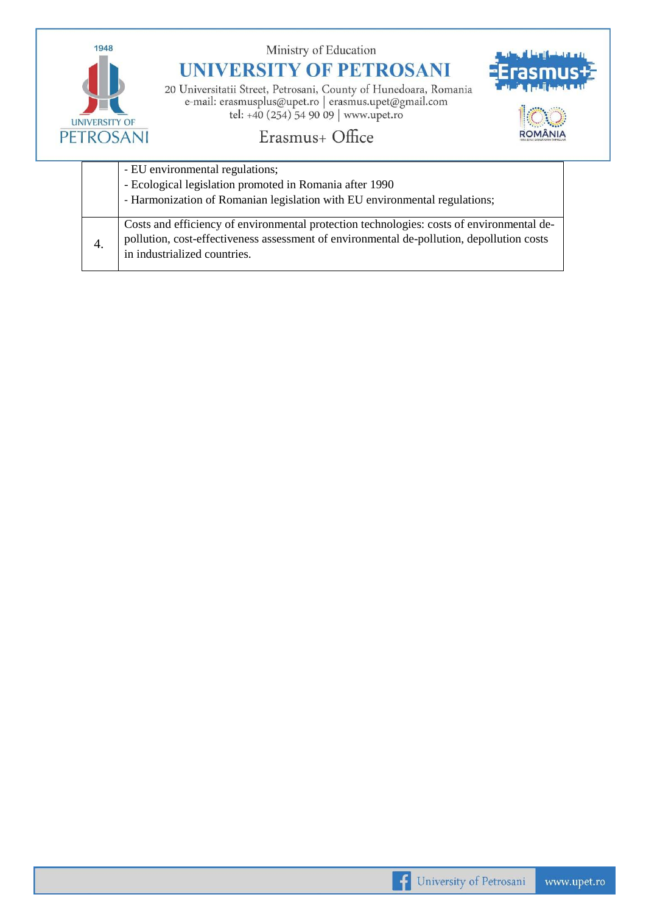| | |
|---|---|
| | - EU environmental regulations;<br>- Ecological legislation promoted in Romania after 1990<br>- Harmonization of Romanian legislation with EU environmental regulations; |
| 4. | Costs and efficiency of environmental protection technologies: costs of environmental de-pollution, cost-effectiveness assessment of environmental de-pollution, depollution costs in industrialized countries. |